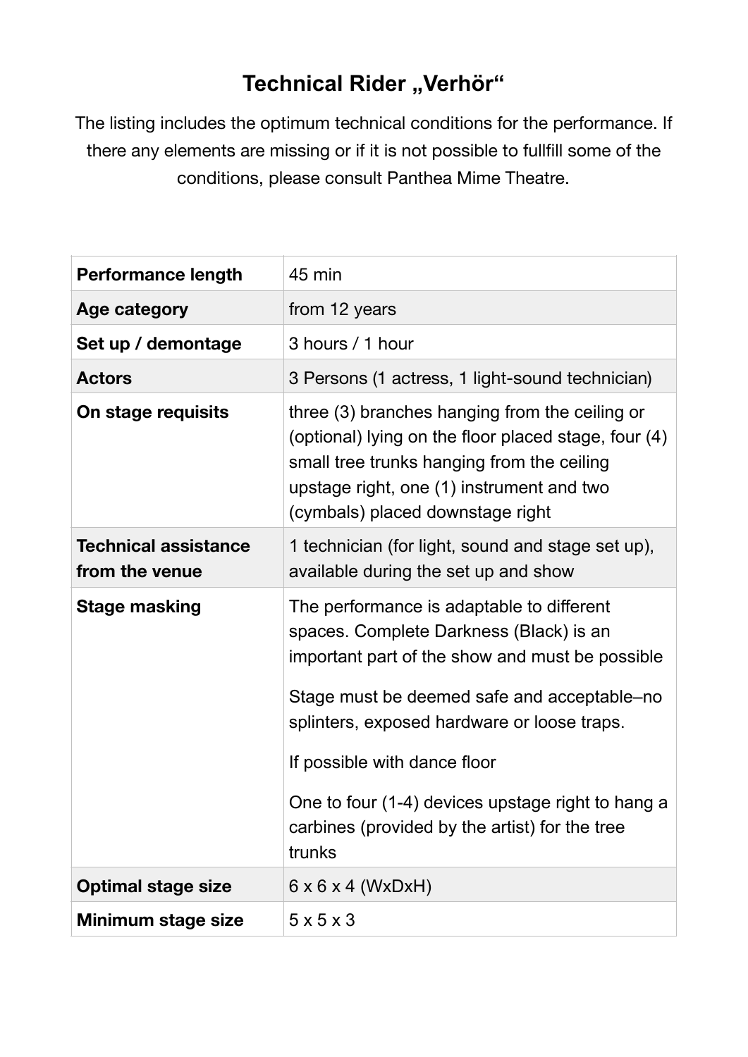# Technical Rider „Verhör“

The listing includes the optimum technical conditions for the performance. If there any elements are missing or if it is not possible to fullfill some of the conditions, please consult Panthea Mime Theatre.

| | |
|---|---|
| **Performance length** | 45 min |
| **Age category** | from 12 years |
| **Set up / demontage** | 3 hours / 1 hour |
| **Actors** | 3 Persons (1 actress, 1 light-sound technician) |
| **On stage requisits** | three (3) branches hanging from the ceiling or (optional) lying on the floor placed stage, four (4) small tree trunks hanging from the ceiling upstage right, one (1) instrument and two (cymbals) placed downstage right |
| **Technical assistance from the venue** | 1 technician (for light, sound and stage set up), available during the set up and show |
| **Stage masking** | The performance is adaptable to different spaces. Complete Darkness (Black) is an important part of the show and must be possible<br><br>Stage must be deemed safe and acceptable–no splinters, exposed hardware or loose traps.<br><br>If possible with dance floor<br><br>One to four (1-4) devices upstage right to hang a carbines (provided by the artist) for the tree trunks |
| **Optimal stage size** | 6 x 6 x 4 (WxDxH) |
| **Minimum stage size** | 5 x 5 x 3 |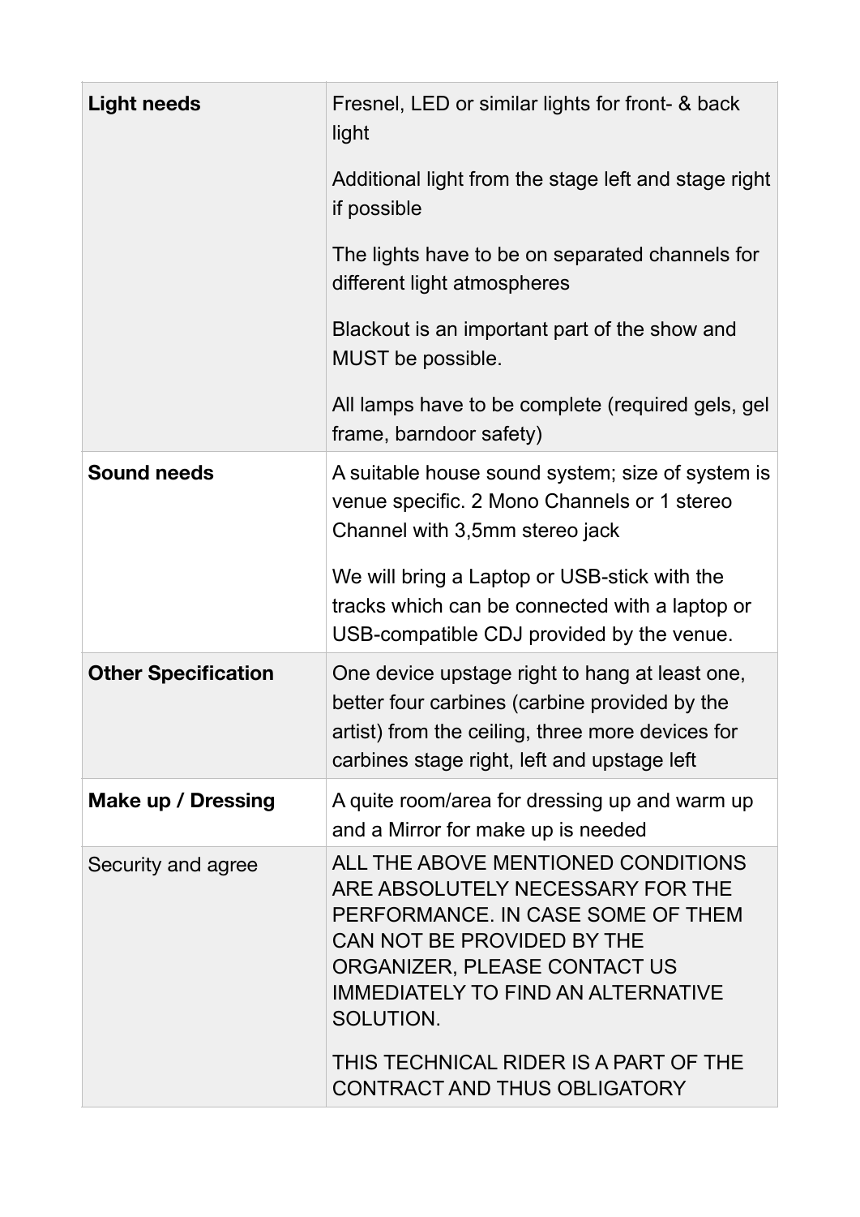| **Light needs** | Fresnel, LED or similar lights for front- & back light<br><br>Additional light from the stage left and stage right if possible<br><br>The lights have to be on separated channels for different light atmospheres<br><br>Blackout is an important part of the show and MUST be possible.<br><br>All lamps have to be complete (required gels, gel frame, barndoor safety) |
|---|---|
| **Sound needs** | A suitable house sound system; size of system is venue specific. 2 Mono Channels or 1 stereo Channel with 3,5mm stereo jack<br><br>We will bring a Laptop or USB-stick with the tracks which can be connected with a laptop or USB-compatible CDJ provided by the venue. |
| **Other Specification** | One device upstage right to hang at least one, better four carbines (carbine provided by the artist) from the ceiling, three more devices for carbines stage right, left and upstage left |
| **Make up / Dressing** | A quite room/area for dressing up and warm up and a Mirror for make up is needed |
| Security and agree | ALL THE ABOVE MENTIONED CONDITIONS ARE ABSOLUTELY NECESSARY FOR THE PERFORMANCE. IN CASE SOME OF THEM CAN NOT BE PROVIDED BY THE ORGANIZER, PLEASE CONTACT US IMMEDIATELY TO FIND AN ALTERNATIVE SOLUTION.<br><br>THIS TECHNICAL RIDER IS A PART OF THE CONTRACT AND THUS OBLIGATORY |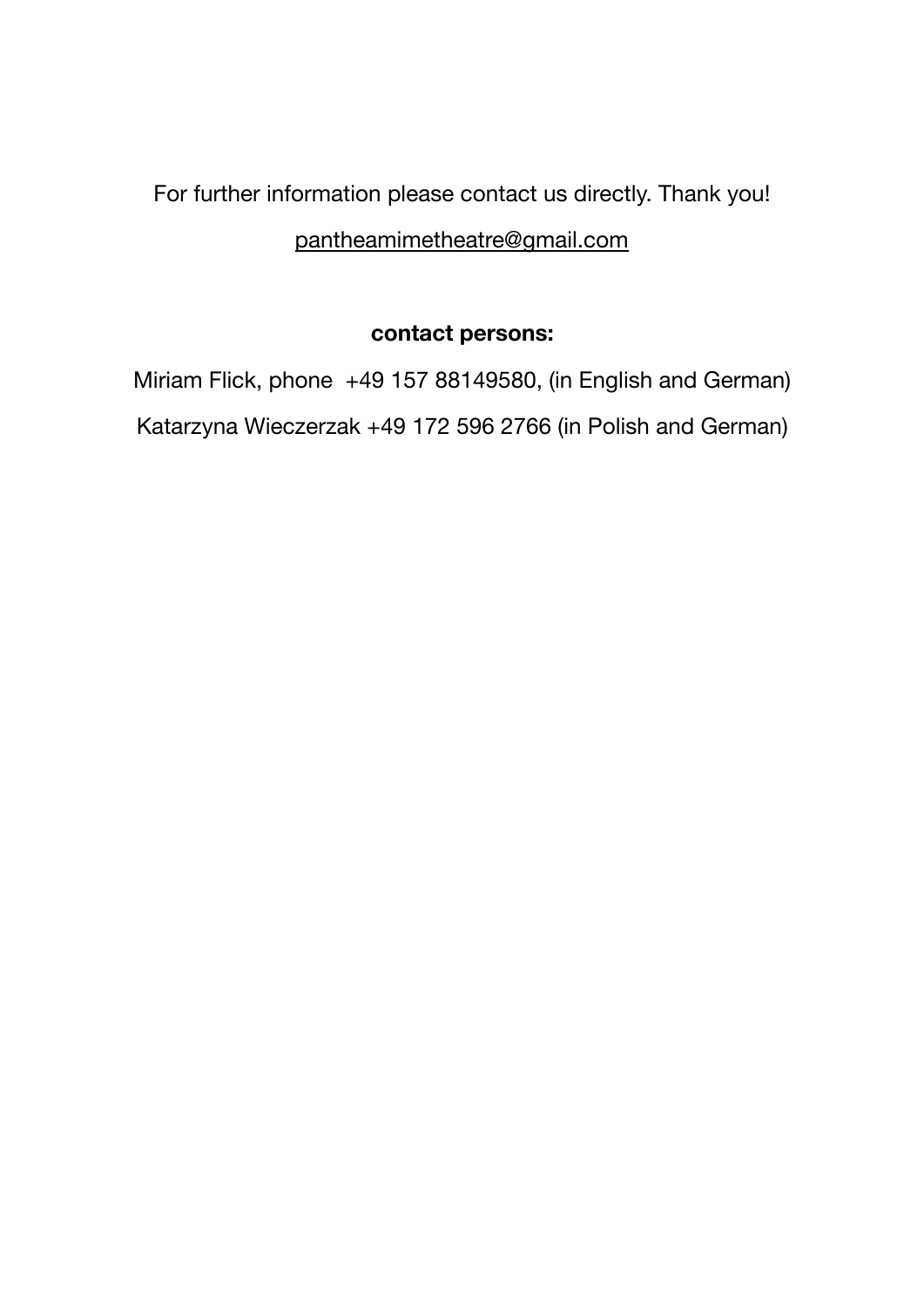For further information please contact us directly. Thank you!

pantheamimetheatre@gmail.com

**contact persons:**

Miriam Flick, phone +49 157 88149580, (in English and German)

Katarzyna Wieczerzak +49 172 596 2766 (in Polish and German)